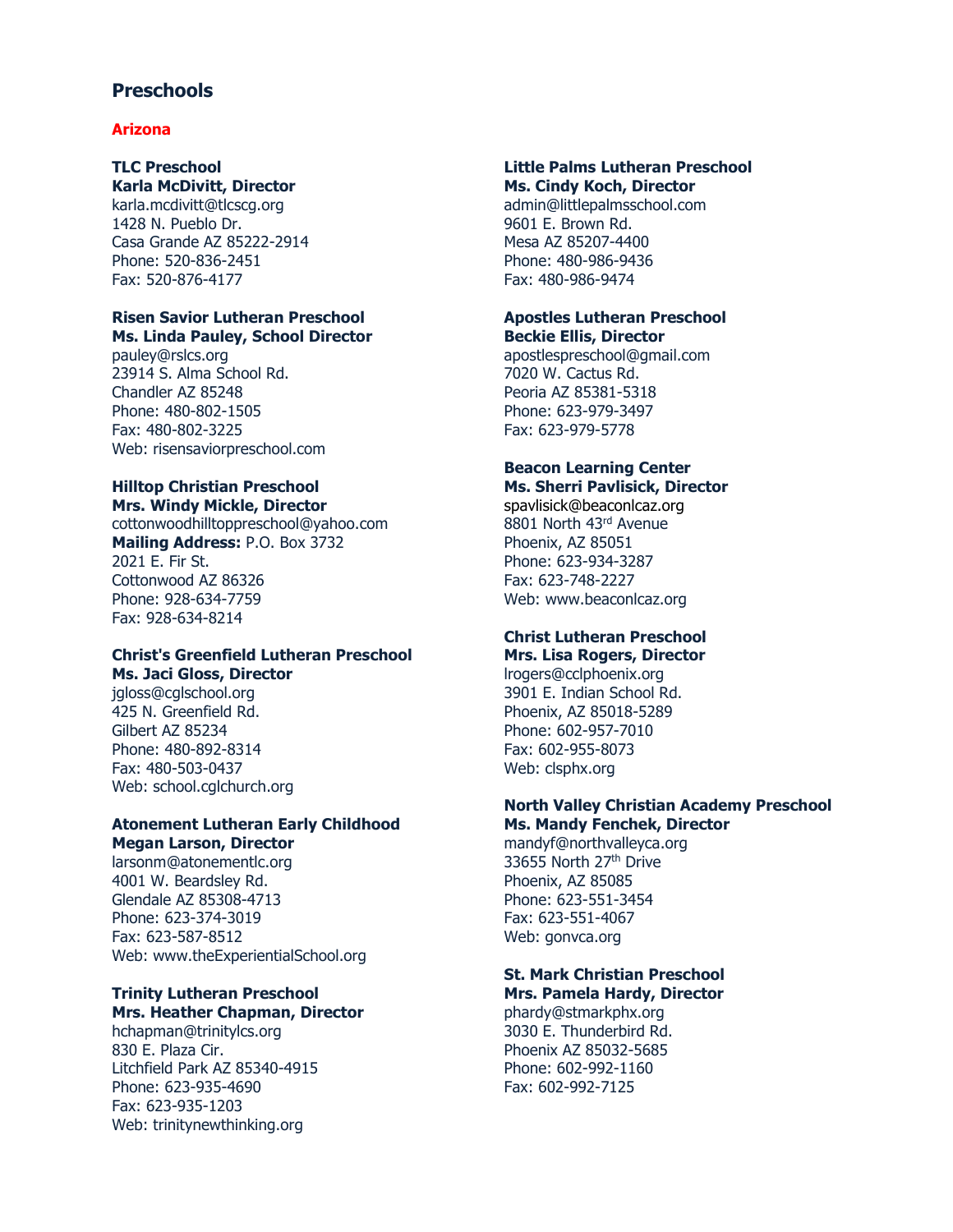## Preschools

### Arizona

**TLC Preschool**
**Karla McDivitt, Director**
karla.mcdivitt@tlcscg.org
1428 N. Pueblo Dr.
Casa Grande AZ 85222-2914
Phone: 520-836-2451
Fax: 520-876-4177

**Risen Savior Lutheran Preschool**
**Ms. Linda Pauley, School Director**
pauley@rslcs.org
23914 S. Alma School Rd.
Chandler AZ 85248
Phone: 480-802-1505
Fax: 480-802-3225
Web: risensaviorpreschool.com

**Hilltop Christian Preschool**
**Mrs. Windy Mickle, Director**
cottonwoodhilltoppreschool@yahoo.com
**Mailing Address:** P.O. Box 3732
2021 E. Fir St.
Cottonwood AZ 86326
Phone: 928-634-7759
Fax: 928-634-8214

**Christ's Greenfield Lutheran Preschool**
**Ms. Jaci Gloss, Director**
jgloss@cglschool.org
425 N. Greenfield Rd.
Gilbert AZ 85234
Phone: 480-892-8314
Fax: 480-503-0437
Web: school.cglchurch.org

**Atonement Lutheran Early Childhood**
**Megan Larson, Director**
larsonm@atonementlc.org
4001 W. Beardsley Rd.
Glendale AZ 85308-4713
Phone: 623-374-3019
Fax: 623-587-8512
Web: www.theExperientialSchool.org

**Trinity Lutheran Preschool**
**Mrs. Heather Chapman, Director**
hchapman@trinitylcs.org
830 E. Plaza Cir.
Litchfield Park AZ 85340-4915
Phone: 623-935-4690
Fax: 623-935-1203
Web: trinitynewthinking.org

**Little Palms Lutheran Preschool**
**Ms. Cindy Koch, Director**
admin@littlepalmsschool.com
9601 E. Brown Rd.
Mesa AZ 85207-4400
Phone: 480-986-9436
Fax: 480-986-9474

**Apostles Lutheran Preschool**
**Beckie Ellis, Director**
apostlespreschool@gmail.com
7020 W. Cactus Rd.
Peoria AZ 85381-5318
Phone: 623-979-3497
Fax: 623-979-5778

**Beacon Learning Center**
**Ms. Sherri Pavlisick, Director**
spavlisick@beaconlcaz.org
8801 North 43rd Avenue
Phoenix, AZ 85051
Phone: 623-934-3287
Fax: 623-748-2227
Web: www.beaconlcaz.org

**Christ Lutheran Preschool**
**Mrs. Lisa Rogers, Director**
lrogers@cclphoenix.org
3901 E. Indian School Rd.
Phoenix, AZ 85018-5289
Phone: 602-957-7010
Fax: 602-955-8073
Web: clsphx.org

**North Valley Christian Academy Preschool**
**Ms. Mandy Fenchek, Director**
mandyf@northvalleyca.org
33655 North 27th Drive
Phoenix, AZ 85085
Phone: 623-551-3454
Fax: 623-551-4067
Web: gonvca.org

**St. Mark Christian Preschool**
**Mrs. Pamela Hardy, Director**
phardy@stmarkphx.org
3030 E. Thunderbird Rd.
Phoenix AZ 85032-5685
Phone: 602-992-1160
Fax: 602-992-7125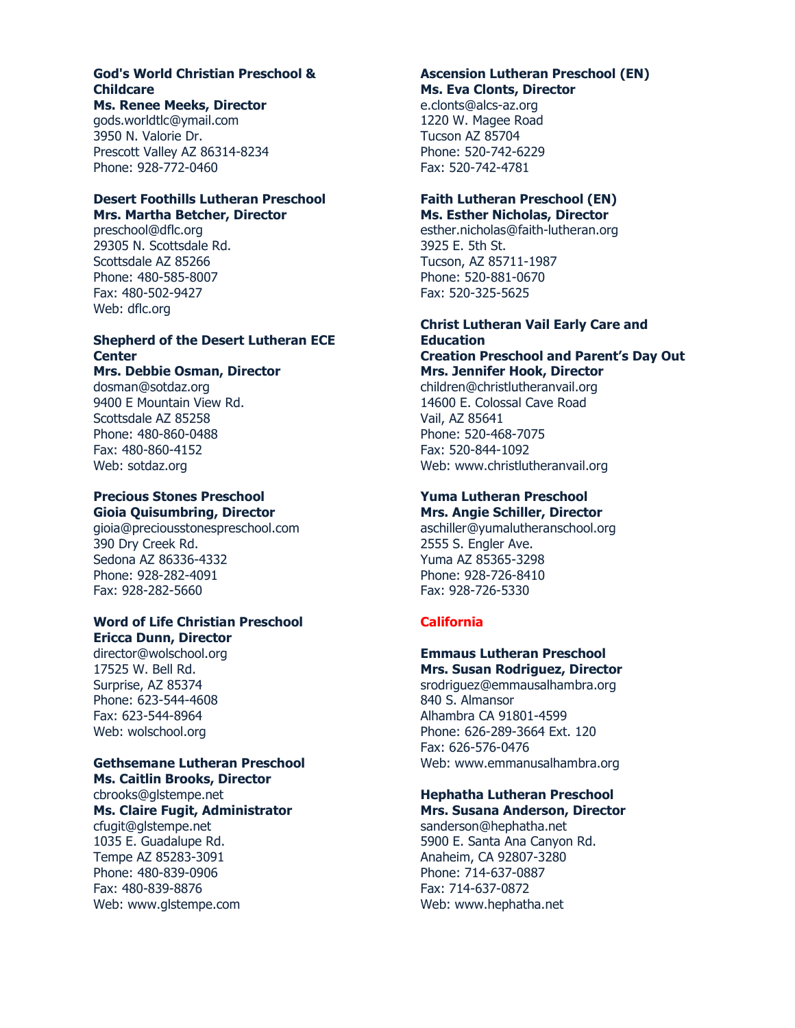**God's World Christian Preschool & Childcare**
**Ms. Renee Meeks, Director**
gods.worldtlc@ymail.com
3950 N. Valorie Dr.
Prescott Valley AZ 86314-8234
Phone: 928-772-0460

**Desert Foothills Lutheran Preschool**
**Mrs. Martha Betcher, Director**
preschool@dflc.org
29305 N. Scottsdale Rd.
Scottsdale AZ 85266
Phone: 480-585-8007
Fax: 480-502-9427
Web: dflc.org

**Shepherd of the Desert Lutheran ECE Center**
**Mrs. Debbie Osman, Director**
dosman@sotdaz.org
9400 E Mountain View Rd.
Scottsdale AZ 85258
Phone: 480-860-0488
Fax: 480-860-4152
Web: sotdaz.org

**Precious Stones Preschool**
**Gioia Quisumbring, Director**
gioia@preciousstonespreschool.com
390 Dry Creek Rd.
Sedona AZ 86336-4332
Phone: 928-282-4091
Fax: 928-282-5660

**Word of Life Christian Preschool**
**Ericca Dunn, Director**
director@wolschool.org
17525 W. Bell Rd.
Surprise, AZ 85374
Phone: 623-544-4608
Fax: 623-544-8964
Web: wolschool.org

**Gethsemane Lutheran Preschool**
**Ms. Caitlin Brooks, Director**
cbrooks@glstempe.net
**Ms. Claire Fugit, Administrator**
cfugit@glstempe.net
1035 E. Guadalupe Rd.
Tempe AZ 85283-3091
Phone: 480-839-0906
Fax: 480-839-8876
Web: www.glstempe.com

**Ascension Lutheran Preschool (EN)**
**Ms. Eva Clonts, Director**
e.clonts@alcs-az.org
1220 W. Magee Road
Tucson AZ 85704
Phone: 520-742-6229
Fax: 520-742-4781

**Faith Lutheran Preschool (EN)**
**Ms. Esther Nicholas, Director**
esther.nicholas@faith-lutheran.org
3925 E. 5th St.
Tucson, AZ 85711-1987
Phone: 520-881-0670
Fax: 520-325-5625

**Christ Lutheran Vail Early Care and Education**
**Creation Preschool and Parent's Day Out**
**Mrs. Jennifer Hook, Director**
children@christlutheranvail.org
14600 E. Colossal Cave Road
Vail, AZ 85641
Phone: 520-468-7075
Fax: 520-844-1092
Web: www.christlutheranvail.org

**Yuma Lutheran Preschool**
**Mrs. Angie Schiller, Director**
aschiller@yumalutheranschool.org
2555 S. Engler Ave.
Yuma AZ 85365-3298
Phone: 928-726-8410
Fax: 928-726-5330

## California

**Emmaus Lutheran Preschool**
**Mrs. Susan Rodriguez, Director**
srodriguez@emmausalhambra.org
840 S. Almansor
Alhambra CA 91801-4599
Phone: 626-289-3664 Ext. 120
Fax: 626-576-0476
Web: www.emmanusalhambra.org

**Hephatha Lutheran Preschool**
**Mrs. Susana Anderson, Director**
sanderson@hephatha.net
5900 E. Santa Ana Canyon Rd.
Anaheim, CA 92807-3280
Phone: 714-637-0887
Fax: 714-637-0872
Web: www.hephatha.net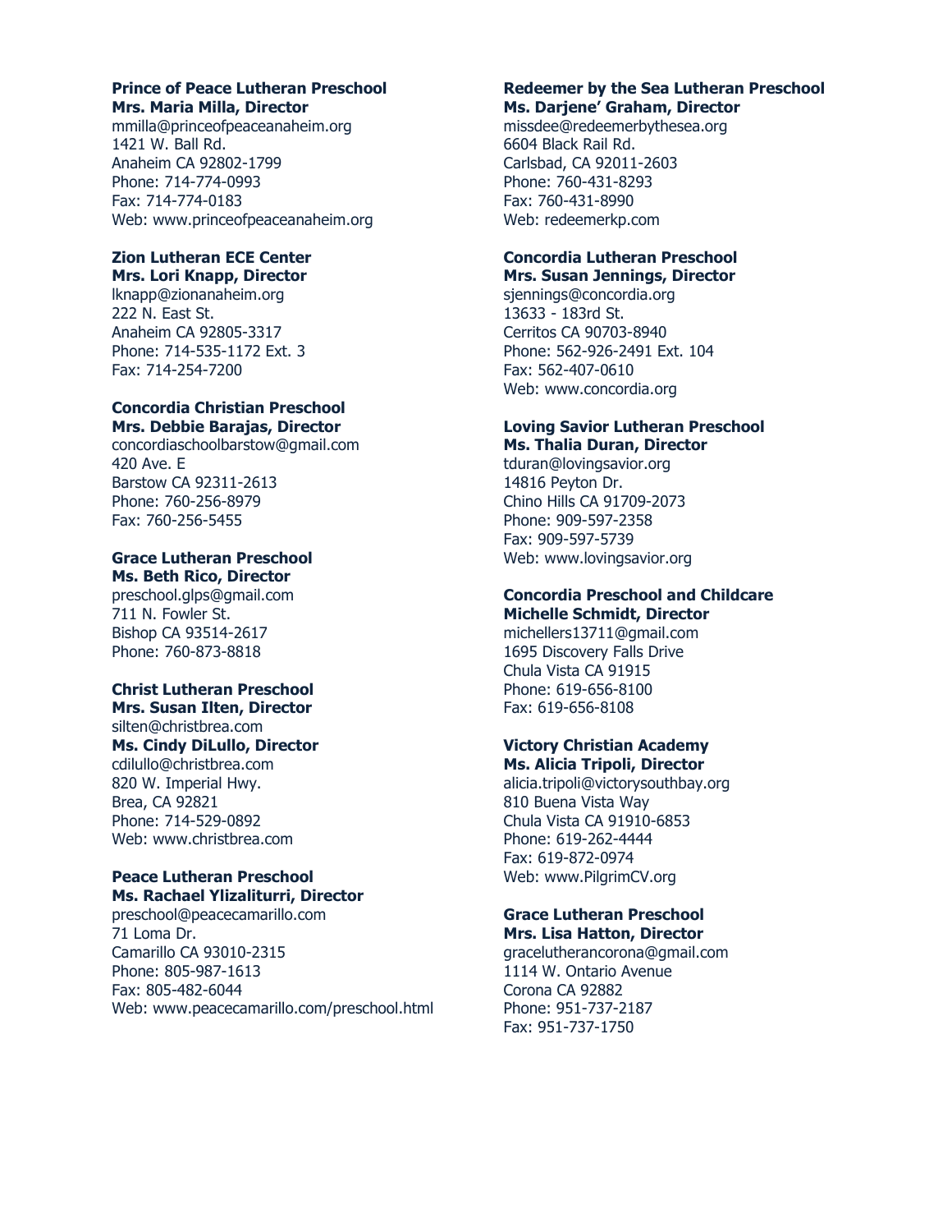**Prince of Peace Lutheran Preschool**
**Mrs. Maria Milla, Director**
mmilla@princeofpeaceanaheim.org
1421 W. Ball Rd.
Anaheim CA 92802-1799
Phone: 714-774-0993
Fax: 714-774-0183
Web: www.princeofpeaceanaheim.org

**Zion Lutheran ECE Center**
**Mrs. Lori Knapp, Director**
lknapp@zionanaheim.org
222 N. East St.
Anaheim CA 92805-3317
Phone: 714-535-1172 Ext. 3
Fax: 714-254-7200

**Concordia Christian Preschool**
**Mrs. Debbie Barajas, Director**
concordiaschoolbarstow@gmail.com
420 Ave. E
Barstow CA 92311-2613
Phone: 760-256-8979
Fax: 760-256-5455

**Grace Lutheran Preschool**
**Ms. Beth Rico, Director**
preschool.glps@gmail.com
711 N. Fowler St.
Bishop CA 93514-2617
Phone: 760-873-8818

**Christ Lutheran Preschool**
**Mrs. Susan Ilten, Director**
silten@christbrea.com
**Ms. Cindy DiLullo, Director**
cdilullo@christbrea.com
820 W. Imperial Hwy.
Brea, CA 92821
Phone: 714-529-0892
Web: www.christbrea.com

**Peace Lutheran Preschool**
**Ms. Rachael Ylizaliturri, Director**
preschool@peacecamarillo.com
71 Loma Dr.
Camarillo CA 93010-2315
Phone: 805-987-1613
Fax: 805-482-6044
Web: www.peacecamarillo.com/preschool.html

**Redeemer by the Sea Lutheran Preschool**
**Ms. Darjene' Graham, Director**
missdee@redeemerbythesea.org
6604 Black Rail Rd.
Carlsbad, CA 92011-2603
Phone: 760-431-8293
Fax: 760-431-8990
Web: redeemerkp.com

**Concordia Lutheran Preschool**
**Mrs. Susan Jennings, Director**
sjennings@concordia.org
13633 - 183rd St.
Cerritos CA 90703-8940
Phone: 562-926-2491 Ext. 104
Fax: 562-407-0610
Web: www.concordia.org

**Loving Savior Lutheran Preschool**
**Ms. Thalia Duran, Director**
tduran@lovingsavior.org
14816 Peyton Dr.
Chino Hills CA 91709-2073
Phone: 909-597-2358
Fax: 909-597-5739
Web: www.lovingsavior.org

**Concordia Preschool and Childcare**
**Michelle Schmidt, Director**
michellers13711@gmail.com
1695 Discovery Falls Drive
Chula Vista CA 91915
Phone: 619-656-8100
Fax: 619-656-8108

**Victory Christian Academy**
**Ms. Alicia Tripoli, Director**
alicia.tripoli@victorysouthbay.org
810 Buena Vista Way
Chula Vista CA 91910-6853
Phone: 619-262-4444
Fax: 619-872-0974
Web: www.PilgrimCV.org

**Grace Lutheran Preschool**
**Mrs. Lisa Hatton, Director**
gracelutherancorona@gmail.com
1114 W. Ontario Avenue
Corona CA 92882
Phone: 951-737-2187
Fax: 951-737-1750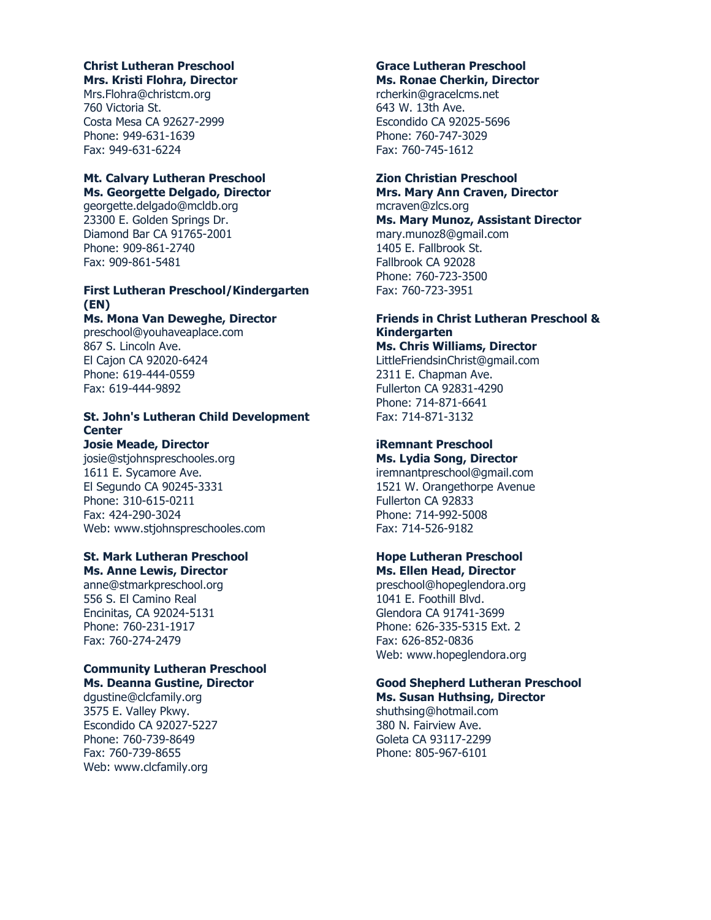**Christ Lutheran Preschool**
**Mrs. Kristi Flohra, Director**
Mrs.Flohra@christcm.org
760 Victoria St.
Costa Mesa CA 92627-2999
Phone: 949-631-1639
Fax: 949-631-6224

**Mt. Calvary Lutheran Preschool**
**Ms. Georgette Delgado, Director**
georgette.delgado@mcldb.org
23300 E. Golden Springs Dr.
Diamond Bar CA 91765-2001
Phone: 909-861-2740
Fax: 909-861-5481

**First Lutheran Preschool/Kindergarten (EN)**
**Ms. Mona Van Deweghe, Director**
preschool@youhaveaplace.com
867 S. Lincoln Ave.
El Cajon CA 92020-6424
Phone: 619-444-0559
Fax: 619-444-9892

**St. John's Lutheran Child Development Center**
**Josie Meade, Director**
josie@stjohnspreschooles.org
1611 E. Sycamore Ave.
El Segundo CA 90245-3331
Phone: 310-615-0211
Fax: 424-290-3024
Web: www.stjohnspreschooles.com

**St. Mark Lutheran Preschool**
**Ms. Anne Lewis, Director**
anne@stmarkpreschool.org
556 S. El Camino Real
Encinitas, CA 92024-5131
Phone: 760-231-1917
Fax: 760-274-2479

**Community Lutheran Preschool**
**Ms. Deanna Gustine, Director**
dgustine@clcfamily.org
3575 E. Valley Pkwy.
Escondido CA 92027-5227
Phone: 760-739-8649
Fax: 760-739-8655
Web: www.clcfamily.org

**Grace Lutheran Preschool**
**Ms. Ronae Cherkin, Director**
rcherkin@gracelcms.net
643 W. 13th Ave.
Escondido CA 92025-5696
Phone: 760-747-3029
Fax: 760-745-1612

**Zion Christian Preschool**
**Mrs. Mary Ann Craven, Director**
mcraven@zlcs.org
**Ms. Mary Munoz, Assistant Director**
mary.munoz8@gmail.com
1405 E. Fallbrook St.
Fallbrook CA 92028
Phone: 760-723-3500
Fax: 760-723-3951

**Friends in Christ Lutheran Preschool & Kindergarten**
**Ms. Chris Williams, Director**
LittleFriendsinChrist@gmail.com
2311 E. Chapman Ave.
Fullerton CA 92831-4290
Phone: 714-871-6641
Fax: 714-871-3132

**iRemnant Preschool**
**Ms. Lydia Song, Director**
iremnantpreschool@gmail.com
1521 W. Orangethorpe Avenue
Fullerton CA 92833
Phone: 714-992-5008
Fax: 714-526-9182

**Hope Lutheran Preschool**
**Ms. Ellen Head, Director**
preschool@hopeglendora.org
1041 E. Foothill Blvd.
Glendora CA 91741-3699
Phone: 626-335-5315 Ext. 2
Fax: 626-852-0836
Web: www.hopeglendora.org

**Good Shepherd Lutheran Preschool**
**Ms. Susan Huthsing, Director**
shuthsing@hotmail.com
380 N. Fairview Ave.
Goleta CA 93117-2299
Phone: 805-967-6101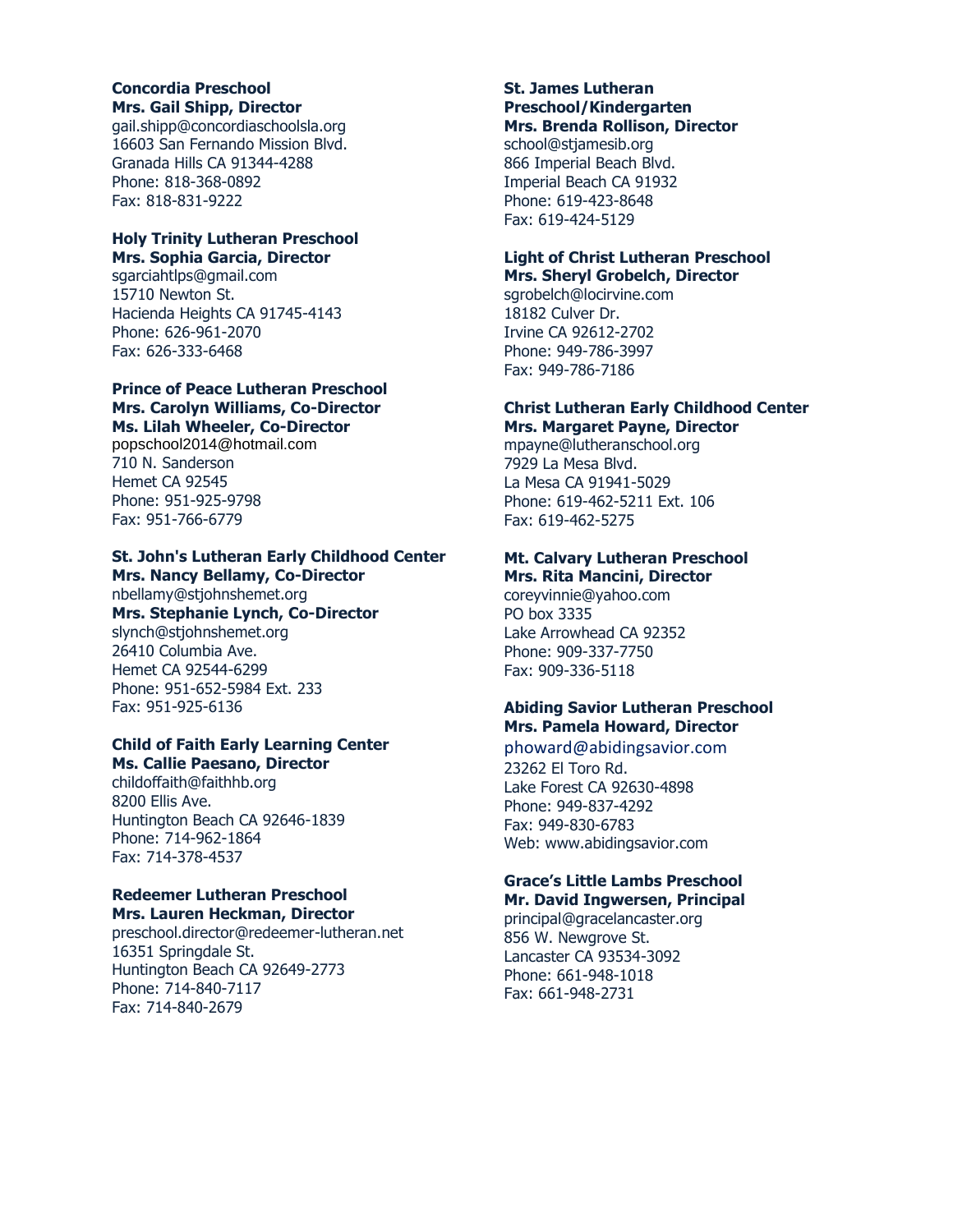**Concordia Preschool**
**Mrs. Gail Shipp, Director**
gail.shipp@concordiaschoolsla.org
16603 San Fernando Mission Blvd.
Granada Hills CA 91344-4288
Phone: 818-368-0892
Fax: 818-831-9222

**Holy Trinity Lutheran Preschool**
**Mrs. Sophia Garcia, Director**
sgarciahtlps@gmail.com
15710 Newton St.
Hacienda Heights CA 91745-4143
Phone: 626-961-2070
Fax: 626-333-6468

**Prince of Peace Lutheran Preschool**
**Mrs. Carolyn Williams, Co-Director**
**Ms. Lilah Wheeler, Co-Director**
popschool2014@hotmail.com
710 N. Sanderson
Hemet CA 92545
Phone: 951-925-9798
Fax: 951-766-6779

**St. John's Lutheran Early Childhood Center**
**Mrs. Nancy Bellamy, Co-Director**
nbellamy@stjohnshemet.org
**Mrs. Stephanie Lynch, Co-Director**
slynch@stjohnshemet.org
26410 Columbia Ave.
Hemet CA 92544-6299
Phone: 951-652-5984 Ext. 233
Fax: 951-925-6136

**Child of Faith Early Learning Center**
**Ms. Callie Paesano, Director**
childoffaith@faithhb.org
8200 Ellis Ave.
Huntington Beach CA 92646-1839
Phone: 714-962-1864
Fax: 714-378-4537

**Redeemer Lutheran Preschool**
**Mrs. Lauren Heckman, Director**
preschool.director@redeemer-lutheran.net
16351 Springdale St.
Huntington Beach CA 92649-2773
Phone: 714-840-7117
Fax: 714-840-2679

**St. James Lutheran Preschool/Kindergarten**
**Mrs. Brenda Rollison, Director**
school@stjamesib.org
866 Imperial Beach Blvd.
Imperial Beach CA 91932
Phone: 619-423-8648
Fax: 619-424-5129

**Light of Christ Lutheran Preschool**
**Mrs. Sheryl Grobelch, Director**
sgrobelch@locirvine.com
18182 Culver Dr.
Irvine CA 92612-2702
Phone: 949-786-3997
Fax: 949-786-7186

**Christ Lutheran Early Childhood Center**
**Mrs. Margaret Payne, Director**
mpayne@lutheranschool.org
7929 La Mesa Blvd.
La Mesa CA 91941-5029
Phone: 619-462-5211 Ext. 106
Fax: 619-462-5275

**Mt. Calvary Lutheran Preschool**
**Mrs. Rita Mancini, Director**
coreyvinnie@yahoo.com
PO box 3335
Lake Arrowhead CA 92352
Phone: 909-337-7750
Fax: 909-336-5118

**Abiding Savior Lutheran Preschool**
**Mrs. Pamela Howard, Director**
phoward@abidingsavior.com
23262 El Toro Rd.
Lake Forest CA 92630-4898
Phone: 949-837-4292
Fax: 949-830-6783
Web: www.abidingsavior.com

**Grace's Little Lambs Preschool**
**Mr. David Ingwersen, Principal**
principal@gracelancaster.org
856 W. Newgrove St.
Lancaster CA 93534-3092
Phone: 661-948-1018
Fax: 661-948-2731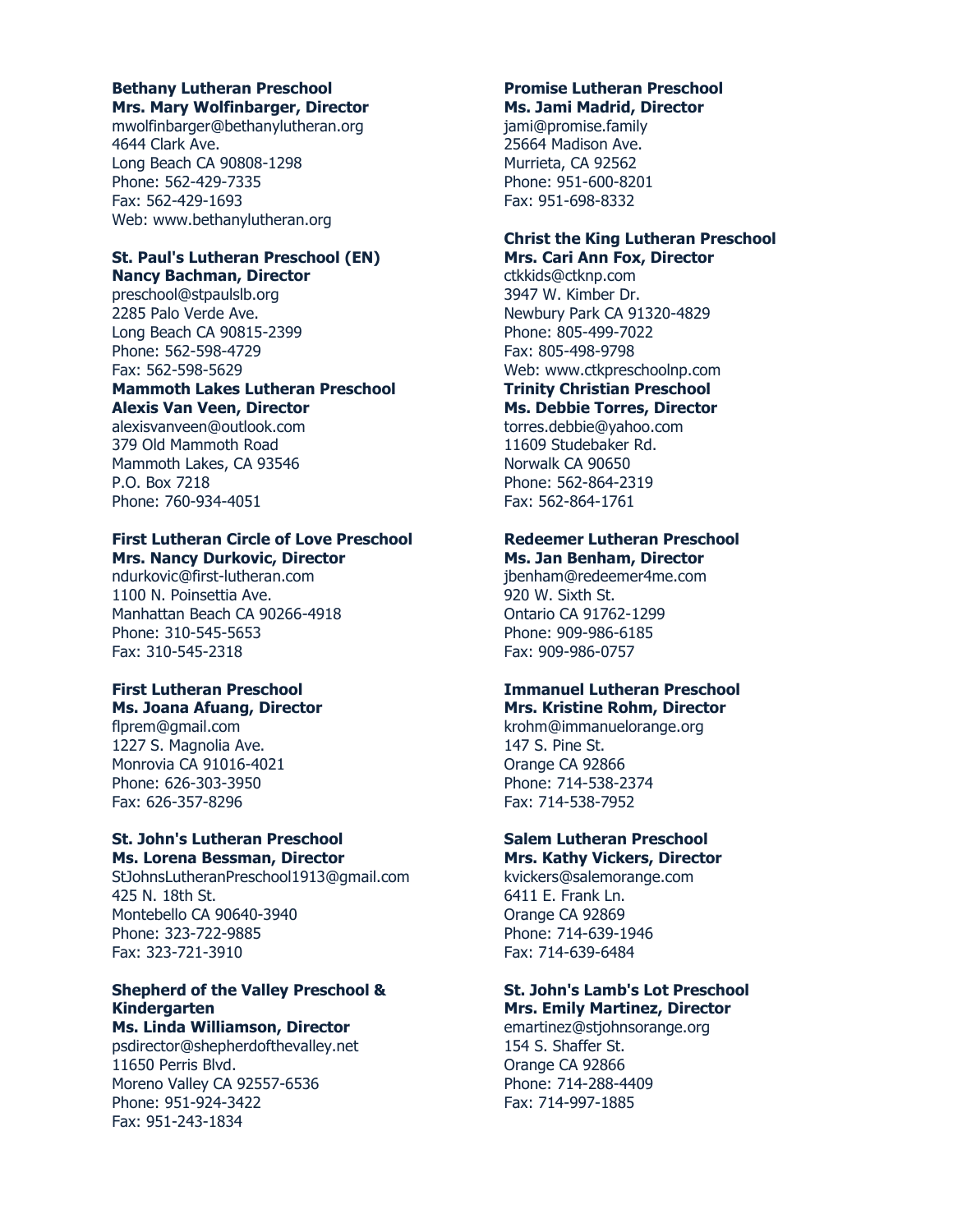**Bethany Lutheran Preschool**
**Mrs. Mary Wolfinbarger, Director**
mwolfinbarger@bethanylutheran.org
4644 Clark Ave.
Long Beach CA 90808-1298
Phone: 562-429-7335
Fax: 562-429-1693
Web: www.bethanylutheran.org

**St. Paul's Lutheran Preschool (EN)**
**Nancy Bachman, Director**
preschool@stpaulslb.org
2285 Palo Verde Ave.
Long Beach CA 90815-2399
Phone: 562-598-4729
Fax: 562-598-5629

**Mammoth Lakes Lutheran Preschool**
**Alexis Van Veen, Director**
alexisvanveen@outlook.com
379 Old Mammoth Road
Mammoth Lakes, CA 93546
P.O. Box 7218
Phone: 760-934-4051

**First Lutheran Circle of Love Preschool**
**Mrs. Nancy Durkovic, Director**
ndurkovic@first-lutheran.com
1100 N. Poinsettia Ave.
Manhattan Beach CA 90266-4918
Phone: 310-545-5653
Fax: 310-545-2318

**First Lutheran Preschool**
**Ms. Joana Afuang, Director**
flprem@gmail.com
1227 S. Magnolia Ave.
Monrovia CA 91016-4021
Phone: 626-303-3950
Fax: 626-357-8296

**St. John's Lutheran Preschool**
**Ms. Lorena Bessman, Director**
StJohnsLutheranPreschool1913@gmail.com
425 N. 18th St.
Montebello CA 90640-3940
Phone: 323-722-9885
Fax: 323-721-3910

**Shepherd of the Valley Preschool & Kindergarten**
**Ms. Linda Williamson, Director**
psdirector@shepherdofthevalley.net
11650 Perris Blvd.
Moreno Valley CA 92557-6536
Phone: 951-924-3422
Fax: 951-243-1834

**Promise Lutheran Preschool**
**Ms. Jami Madrid, Director**
jami@promise.family
25664 Madison Ave.
Murrieta, CA 92562
Phone: 951-600-8201
Fax: 951-698-8332

**Christ the King Lutheran Preschool**
**Mrs. Cari Ann Fox, Director**
ctkkids@ctknp.com
3947 W. Kimber Dr.
Newbury Park CA 91320-4829
Phone: 805-499-7022
Fax: 805-498-9798
Web: www.ctkpreschoolnp.com

**Trinity Christian Preschool**
**Ms. Debbie Torres, Director**
torres.debbie@yahoo.com
11609 Studebaker Rd.
Norwalk CA 90650
Phone: 562-864-2319
Fax: 562-864-1761

**Redeemer Lutheran Preschool**
**Ms. Jan Benham, Director**
jbenham@redeemer4me.com
920 W. Sixth St.
Ontario CA 91762-1299
Phone: 909-986-6185
Fax: 909-986-0757

**Immanuel Lutheran Preschool**
**Mrs. Kristine Rohm, Director**
krohm@immanuelorange.org
147 S. Pine St.
Orange CA 92866
Phone: 714-538-2374
Fax: 714-538-7952

**Salem Lutheran Preschool**
**Mrs. Kathy Vickers, Director**
kvickers@salemorange.com
6411 E. Frank Ln.
Orange CA 92869
Phone: 714-639-1946
Fax: 714-639-6484

**St. John's Lamb's Lot Preschool**
**Mrs. Emily Martinez, Director**
emartinez@stjohnsorange.org
154 S. Shaffer St.
Orange CA 92866
Phone: 714-288-4409
Fax: 714-997-1885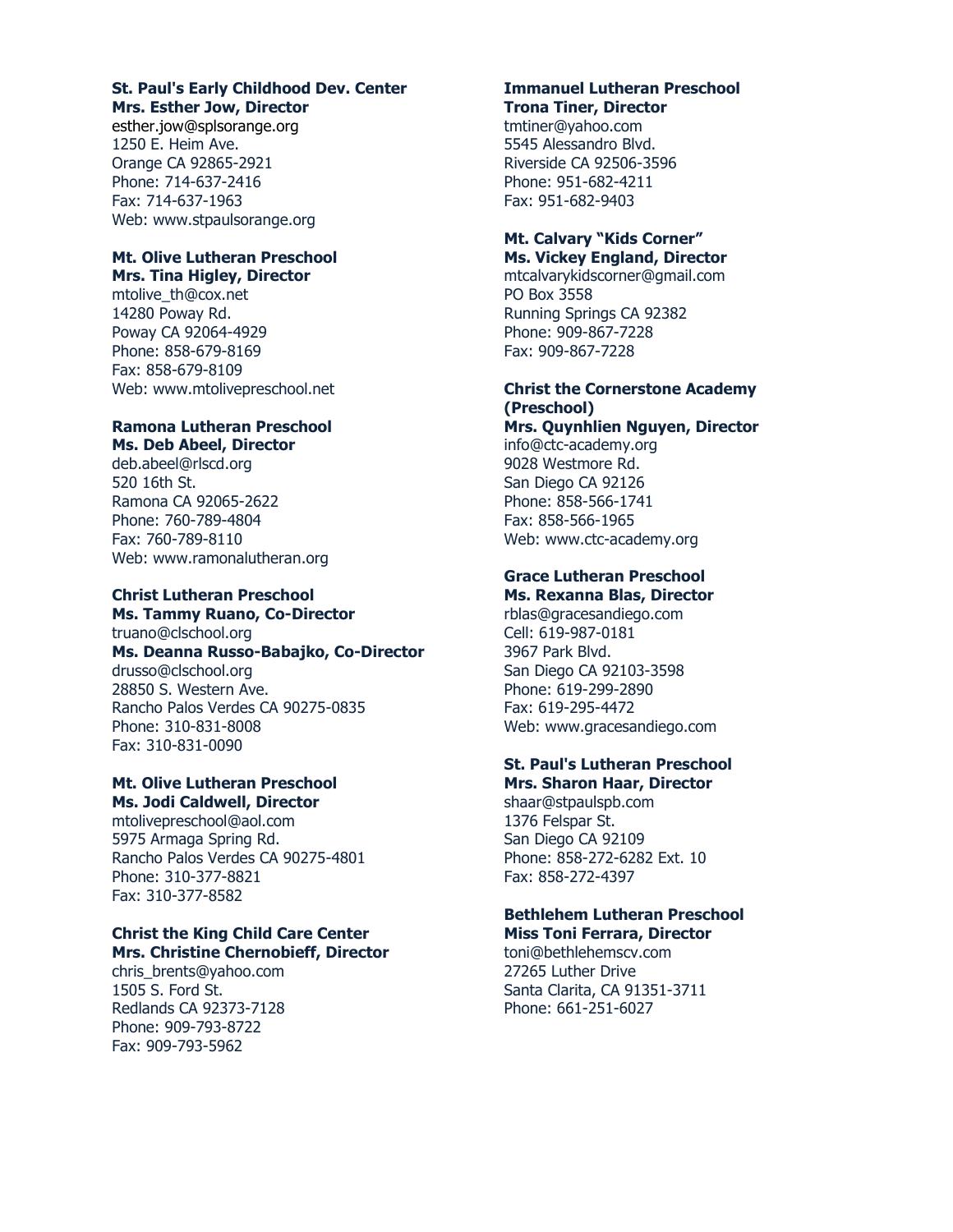**St. Paul's Early Childhood Dev. Center**
**Mrs. Esther Jow, Director**
esther.jow@splsorange.org
1250 E. Heim Ave.
Orange CA 92865-2921
Phone: 714-637-2416
Fax: 714-637-1963
Web: www.stpaulsorange.org

**Mt. Olive Lutheran Preschool**
**Mrs. Tina Higley, Director**
mtolive_th@cox.net
14280 Poway Rd.
Poway CA 92064-4929
Phone: 858-679-8169
Fax: 858-679-8109
Web: www.mtolivepreschool.net

**Ramona Lutheran Preschool**
**Ms. Deb Abeel, Director**
deb.abeel@rlscd.org
520 16th St.
Ramona CA 92065-2622
Phone: 760-789-4804
Fax: 760-789-8110
Web: www.ramonalutheran.org

**Christ Lutheran Preschool**
**Ms. Tammy Ruano, Co-Director**
truano@clschool.org
**Ms. Deanna Russo-Babajko, Co-Director**
drusso@clschool.org
28850 S. Western Ave.
Rancho Palos Verdes CA 90275-0835
Phone: 310-831-8008
Fax: 310-831-0090

**Mt. Olive Lutheran Preschool**
**Ms. Jodi Caldwell, Director**
mtolivepreschool@aol.com
5975 Armaga Spring Rd.
Rancho Palos Verdes CA 90275-4801
Phone: 310-377-8821
Fax: 310-377-8582

**Christ the King Child Care Center**
**Mrs. Christine Chernobieff, Director**
chris_brents@yahoo.com
1505 S. Ford St.
Redlands CA 92373-7128
Phone: 909-793-8722
Fax: 909-793-5962

**Immanuel Lutheran Preschool**
**Trona Tiner, Director**
tmtiner@yahoo.com
5545 Alessandro Blvd.
Riverside CA 92506-3596
Phone: 951-682-4211
Fax: 951-682-9403

**Mt. Calvary "Kids Corner"**
**Ms. Vickey England, Director**
mtcalvarykidscorner@gmail.com
PO Box 3558
Running Springs CA 92382
Phone: 909-867-7228
Fax: 909-867-7228

**Christ the Cornerstone Academy (Preschool)**
**Mrs. Quynhlien Nguyen, Director**
info@ctc-academy.org
9028 Westmore Rd.
San Diego CA 92126
Phone: 858-566-1741
Fax: 858-566-1965
Web: www.ctc-academy.org

**Grace Lutheran Preschool**
**Ms. Rexanna Blas, Director**
rblas@gracesandiego.com
Cell: 619-987-0181
3967 Park Blvd.
San Diego CA 92103-3598
Phone: 619-299-2890
Fax: 619-295-4472
Web: www.gracesandiego.com

**St. Paul's Lutheran Preschool**
**Mrs. Sharon Haar, Director**
shaar@stpaulspb.com
1376 Felspar St.
San Diego CA 92109
Phone: 858-272-6282 Ext. 10
Fax: 858-272-4397

**Bethlehem Lutheran Preschool**
**Miss Toni Ferrara, Director**
toni@bethlehemscv.com
27265 Luther Drive
Santa Clarita, CA 91351-3711
Phone: 661-251-6027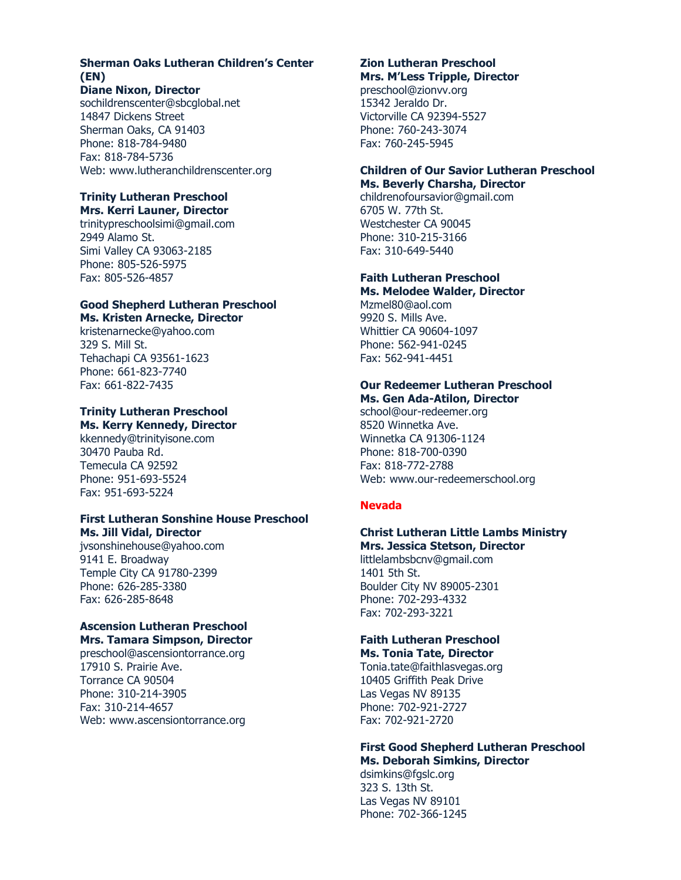**Sherman Oaks Lutheran Children's Center (EN)**
**Diane Nixon, Director**
sochildrenscenter@sbcglobal.net
14847 Dickens Street
Sherman Oaks, CA 91403
Phone: 818-784-9480
Fax: 818-784-5736
Web: www.lutheranchildrenscenter.org

**Trinity Lutheran Preschool**
**Mrs. Kerri Launer, Director**
trinitypreschoolsimi@gmail.com
2949 Alamo St.
Simi Valley CA 93063-2185
Phone: 805-526-5975
Fax: 805-526-4857

**Good Shepherd Lutheran Preschool**
**Ms. Kristen Arnecke, Director**
kristenarnecke@yahoo.com
329 S. Mill St.
Tehachapi CA 93561-1623
Phone: 661-823-7740
Fax: 661-822-7435

**Trinity Lutheran Preschool**
**Ms. Kerry Kennedy, Director**
kkennedy@trinityisone.com
30470 Pauba Rd.
Temecula CA 92592
Phone: 951-693-5524
Fax: 951-693-5224

**First Lutheran Sonshine House Preschool**
**Ms. Jill Vidal, Director**
jvsonshinehouse@yahoo.com
9141 E. Broadway
Temple City CA 91780-2399
Phone: 626-285-3380
Fax: 626-285-8648

**Ascension Lutheran Preschool**
**Mrs. Tamara Simpson, Director**
preschool@ascensiontorrance.org
17910 S. Prairie Ave.
Torrance CA 90504
Phone: 310-214-3905
Fax: 310-214-4657
Web: www.ascensiontorrance.org

**Zion Lutheran Preschool**
**Mrs. M'Less Tripple, Director**
preschool@zionvv.org
15342 Jeraldo Dr.
Victorville CA 92394-5527
Phone: 760-243-3074
Fax: 760-245-5945

**Children of Our Savior Lutheran Preschool**
**Ms. Beverly Charsha, Director**
childrenofoursavior@gmail.com
6705 W. 77th St.
Westchester CA 90045
Phone: 310-215-3166
Fax: 310-649-5440

**Faith Lutheran Preschool**
**Ms. Melodee Walder, Director**
Mzmel80@aol.com
9920 S. Mills Ave.
Whittier CA 90604-1097
Phone: 562-941-0245
Fax: 562-941-4451

**Our Redeemer Lutheran Preschool**
**Ms. Gen Ada-Atilon, Director**
school@our-redeemer.org
8520 Winnetka Ave.
Winnetka CA 91306-1124
Phone: 818-700-0390
Fax: 818-772-2788
Web: www.our-redeemerschool.org

## Nevada

**Christ Lutheran Little Lambs Ministry**
**Mrs. Jessica Stetson, Director**
littlelambsbcnv@gmail.com
1401 5th St.
Boulder City NV 89005-2301
Phone: 702-293-4332
Fax: 702-293-3221

**Faith Lutheran Preschool**
**Ms. Tonia Tate, Director**
Tonia.tate@faithlasvegas.org
10405 Griffith Peak Drive
Las Vegas NV 89135
Phone: 702-921-2727
Fax: 702-921-2720

**First Good Shepherd Lutheran Preschool**
**Ms. Deborah Simkins, Director**
dsimkins@fgslc.org
323 S. 13th St.
Las Vegas NV 89101
Phone: 702-366-1245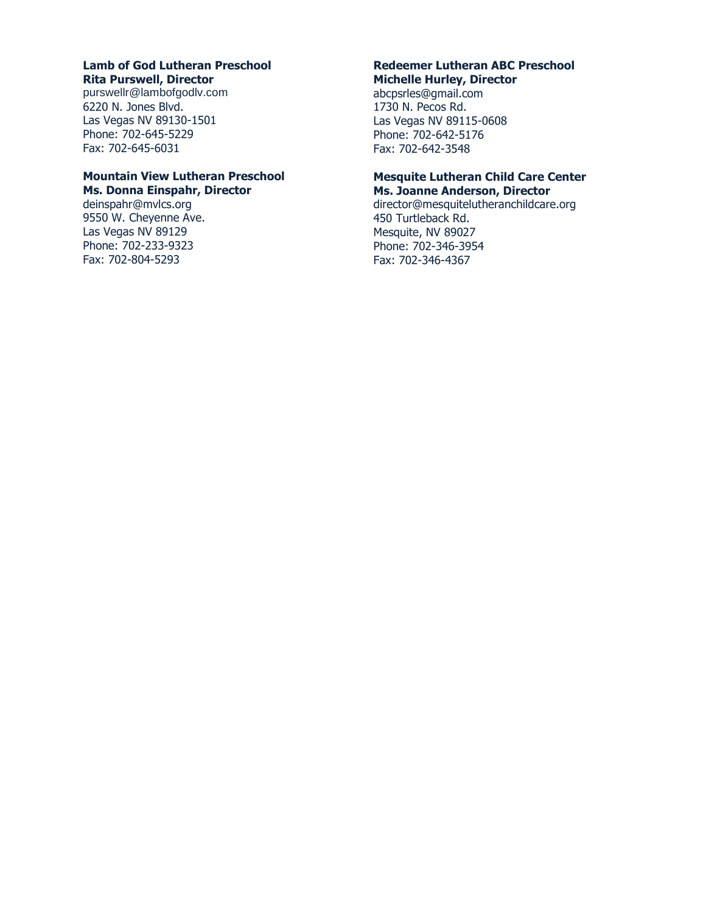**Lamb of God Lutheran Preschool**
**Rita Purswell, Director**
purswellr@lambofgodlv.com
6220 N. Jones Blvd.
Las Vegas NV 89130-1501
Phone: 702-645-5229
Fax: 702-645-6031

**Mountain View Lutheran Preschool**
**Ms. Donna Einspahr, Director**
deinspahr@mvlcs.org
9550 W. Cheyenne Ave.
Las Vegas NV 89129
Phone: 702-233-9323
Fax: 702-804-5293

**Redeemer Lutheran ABC Preschool**
**Michelle Hurley, Director**
abcpsrles@gmail.com
1730 N. Pecos Rd.
Las Vegas NV 89115-0608
Phone: 702-642-5176
Fax: 702-642-3548

**Mesquite Lutheran Child Care Center**
**Ms. Joanne Anderson, Director**
director@mesquitelutheranchildcare.org
450 Turtleback Rd.
Mesquite, NV 89027
Phone: 702-346-3954
Fax: 702-346-4367